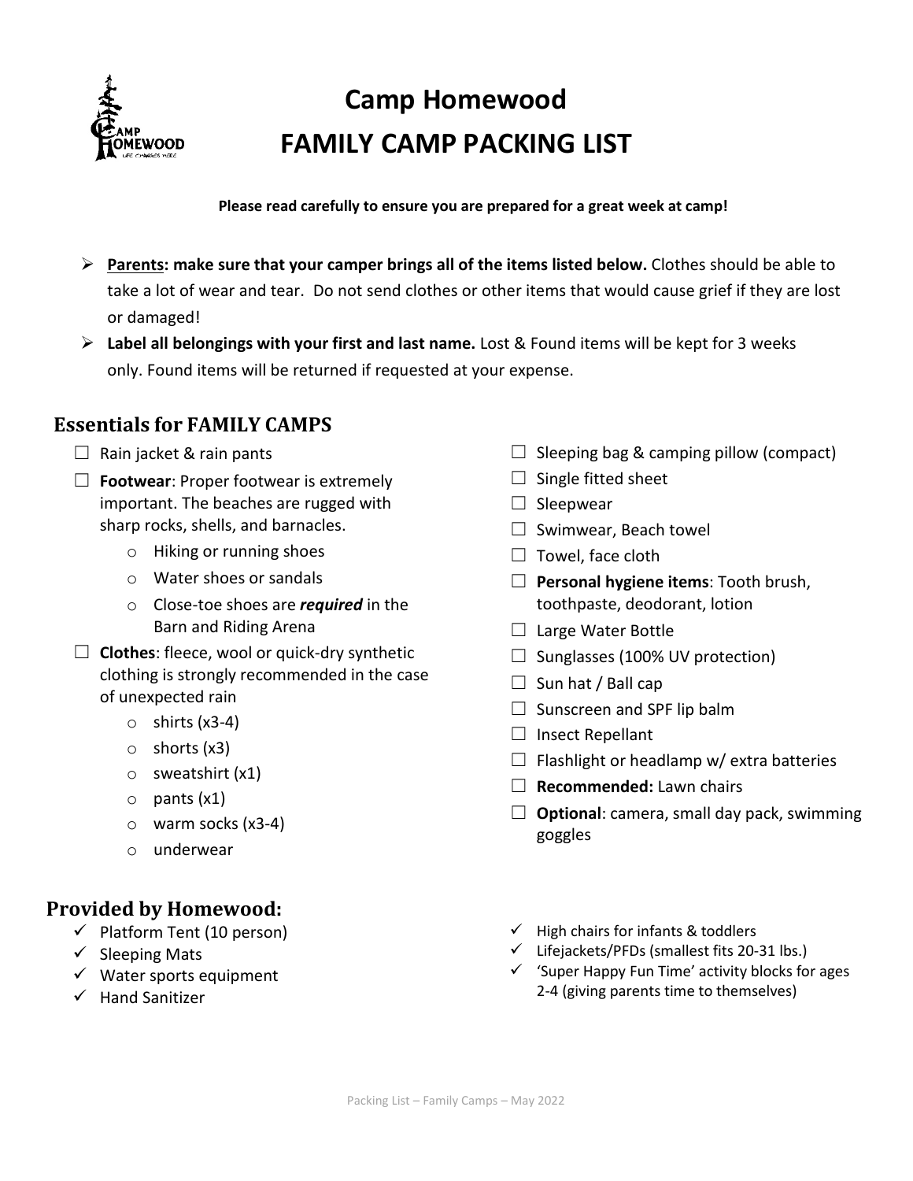# Camp Homewood
# FAMILY CAMP PACKING LIST

**Please read carefully to ensure you are prepared for a great week at camp!**

- **Parents: make sure that your camper brings all of the items listed below.** Clothes should be able to take a lot of wear and tear. Do not send clothes or other items that would cause grief if they are lost or damaged!
- **Label all belongings with your first and last name.** Lost & Found items will be kept for 3 weeks only. Found items will be returned if requested at your expense.

## Essentials for FAMILY CAMPS

- ☐ Rain jacket & rain pants
- ☐ **Footwear**: Proper footwear is extremely important. The beaches are rugged with sharp rocks, shells, and barnacles.
  - Hiking or running shoes
  - Water shoes or sandals
  - Close-toe shoes are ***required*** in the Barn and Riding Arena
- ☐ **Clothes**: fleece, wool or quick-dry synthetic clothing is strongly recommended in the case of unexpected rain
  - shirts (x3-4)
  - shorts (x3)
  - sweatshirt (x1)
  - pants (x1)
  - warm socks (x3-4)
  - underwear
- ☐ Sleeping bag & camping pillow (compact)
- ☐ Single fitted sheet
- ☐ Sleepwear
- ☐ Swimwear, Beach towel
- ☐ Towel, face cloth
- ☐ **Personal hygiene items**: Tooth brush, toothpaste, deodorant, lotion
- ☐ Large Water Bottle
- ☐ Sunglasses (100% UV protection)
- ☐ Sun hat / Ball cap
- ☐ Sunscreen and SPF lip balm
- ☐ Insect Repellant
- ☐ Flashlight or headlamp w/ extra batteries
- ☐ **Recommended:** Lawn chairs
- ☐ **Optional**: camera, small day pack, swimming goggles

## Provided by Homewood:

- ✓ Platform Tent (10 person)
- ✓ Sleeping Mats
- ✓ Water sports equipment
- ✓ Hand Sanitizer
- ✓ High chairs for infants & toddlers
- ✓ Lifejackets/PFDs (smallest fits 20-31 lbs.)
- ✓ 'Super Happy Fun Time' activity blocks for ages 2-4 (giving parents time to themselves)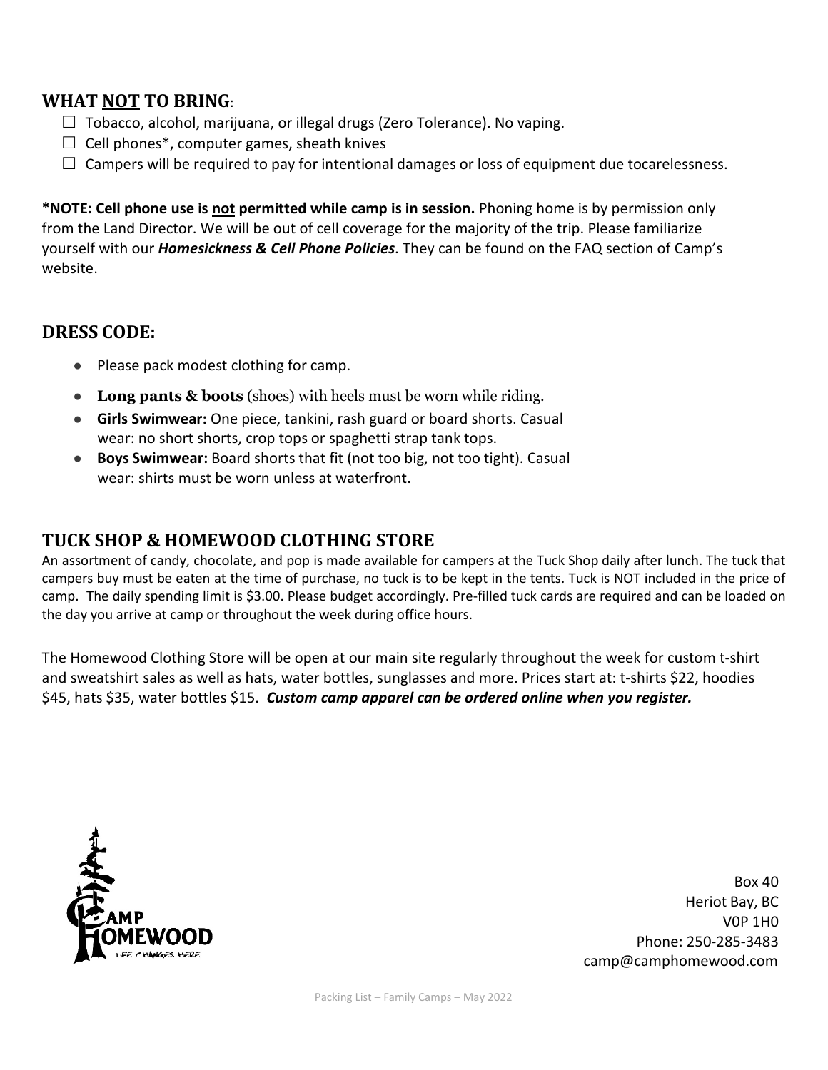## WHAT NOT TO BRING:

- ☐ Tobacco, alcohol, marijuana, or illegal drugs (Zero Tolerance). No vaping.
- ☐ Cell phones*, computer games, sheath knives
- ☐ Campers will be required to pay for intentional damages or loss of equipment due tocarelessness.

***NOTE: Cell phone use is not permitted while camp is in session.** Phoning home is by permission only from the Land Director. We will be out of cell coverage for the majority of the trip. Please familiarize yourself with our ***Homesickness & Cell Phone Policies***. They can be found on the FAQ section of Camp's website.

## DRESS CODE:

- Please pack modest clothing for camp.
- **Long pants & boots** (shoes) with heels must be worn while riding.
- **Girls Swimwear:** One piece, tankini, rash guard or board shorts. Casual wear: no short shorts, crop tops or spaghetti strap tank tops.
- **Boys Swimwear:** Board shorts that fit (not too big, not too tight). Casual wear: shirts must be worn unless at waterfront.

## TUCK SHOP & HOMEWOOD CLOTHING STORE

An assortment of candy, chocolate, and pop is made available for campers at the Tuck Shop daily after lunch. The tuck that campers buy must be eaten at the time of purchase, no tuck is to be kept in the tents. Tuck is NOT included in the price of camp. The daily spending limit is $3.00. Please budget accordingly. Pre-filled tuck cards are required and can be loaded on the day you arrive at camp or throughout the week during office hours.

The Homewood Clothing Store will be open at our main site regularly throughout the week for custom t-shirt and sweatshirt sales as well as hats, water bottles, sunglasses and more. Prices start at: t-shirts $22, hoodies $45, hats $35, water bottles $15. ***Custom camp apparel can be ordered online when you register.***

CAMP HOMEWOOD
LIFE CHANGES HERE

Box 40
Heriot Bay, BC
V0P 1H0
Phone: 250-285-3483
camp@camphomewood.com